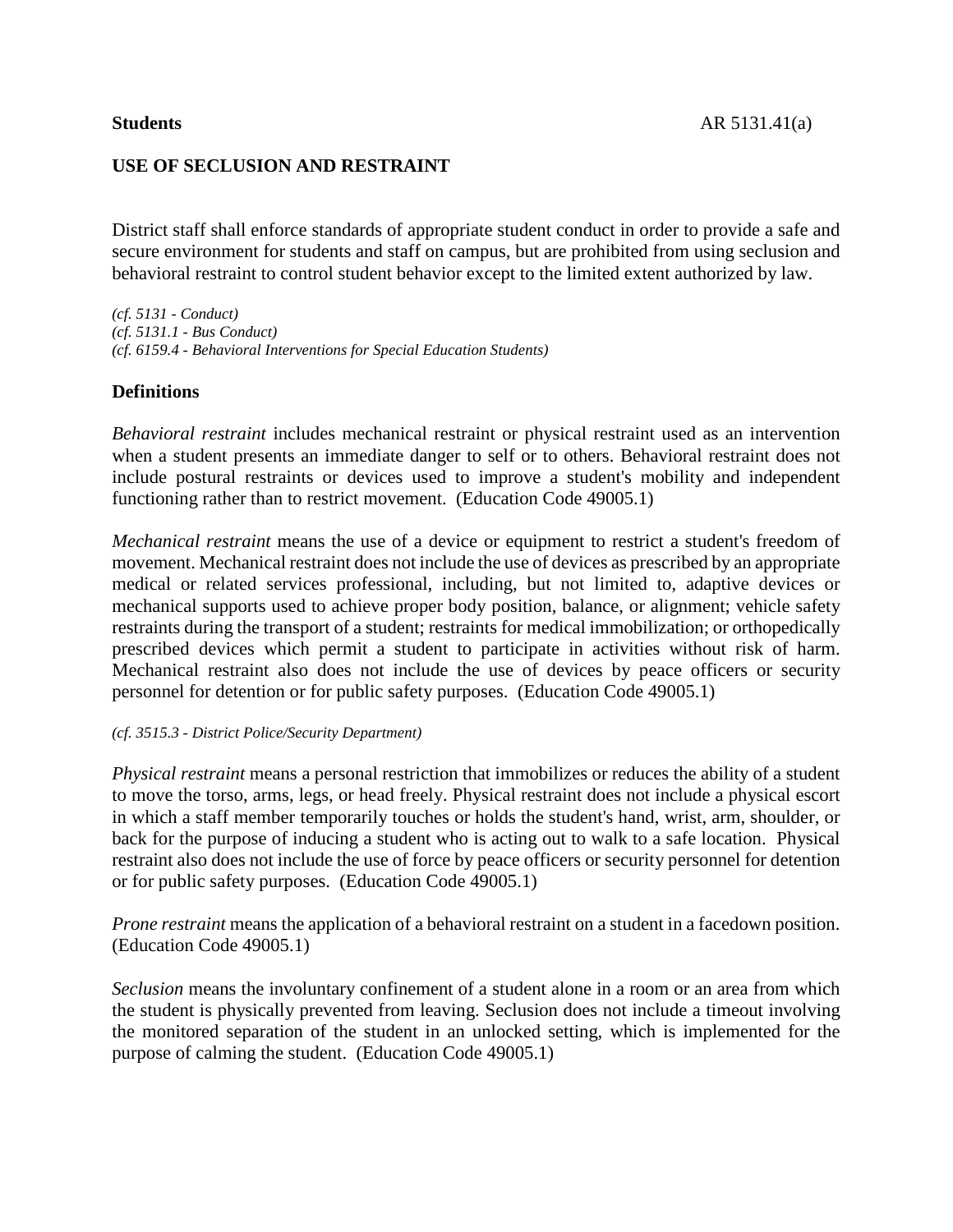**Students** AR 5131.41(a)

# USE OF SECLUSION AND RESTRAINT

District staff shall enforce standards of appropriate student conduct in order to provide a safe and secure environment for students and staff on campus, but are prohibited from using seclusion and behavioral restraint to control student behavior except to the limited extent authorized by law.

*(cf. 5131 - Conduct)*
*(cf. 5131.1 - Bus Conduct)*
*(cf. 6159.4 - Behavioral Interventions for Special Education Students)*

## Definitions

*Behavioral restraint* includes mechanical restraint or physical restraint used as an intervention when a student presents an immediate danger to self or to others. Behavioral restraint does not include postural restraints or devices used to improve a student's mobility and independent functioning rather than to restrict movement. (Education Code 49005.1)

*Mechanical restraint* means the use of a device or equipment to restrict a student's freedom of movement. Mechanical restraint does not include the use of devices as prescribed by an appropriate medical or related services professional, including, but not limited to, adaptive devices or mechanical supports used to achieve proper body position, balance, or alignment; vehicle safety restraints during the transport of a student; restraints for medical immobilization; or orthopedically prescribed devices which permit a student to participate in activities without risk of harm. Mechanical restraint also does not include the use of devices by peace officers or security personnel for detention or for public safety purposes. (Education Code 49005.1)

*(cf. 3515.3 - District Police/Security Department)*

*Physical restraint* means a personal restriction that immobilizes or reduces the ability of a student to move the torso, arms, legs, or head freely. Physical restraint does not include a physical escort in which a staff member temporarily touches or holds the student's hand, wrist, arm, shoulder, or back for the purpose of inducing a student who is acting out to walk to a safe location. Physical restraint also does not include the use of force by peace officers or security personnel for detention or for public safety purposes. (Education Code 49005.1)

*Prone restraint* means the application of a behavioral restraint on a student in a facedown position. (Education Code 49005.1)

*Seclusion* means the involuntary confinement of a student alone in a room or an area from which the student is physically prevented from leaving. Seclusion does not include a timeout involving the monitored separation of the student in an unlocked setting, which is implemented for the purpose of calming the student. (Education Code 49005.1)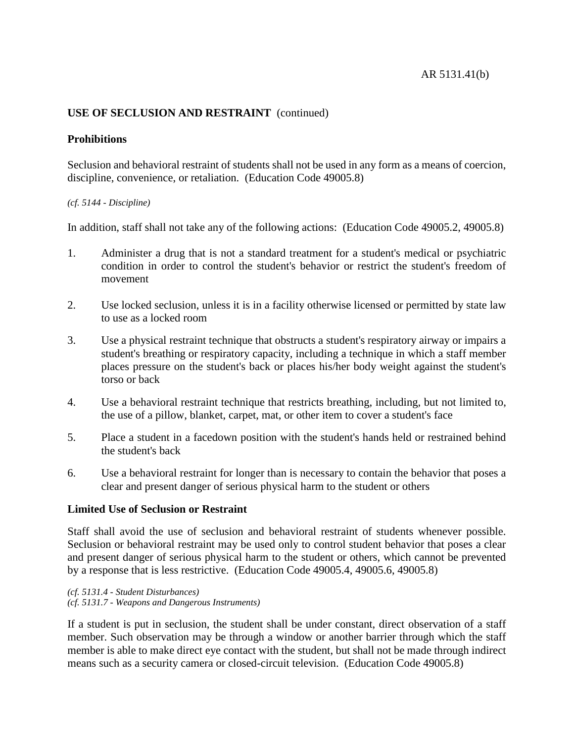**USE OF SECLUSION AND RESTRAINT** (continued)

**Prohibitions**

Seclusion and behavioral restraint of students shall not be used in any form as a means of coercion, discipline, convenience, or retaliation. (Education Code 49005.8)

*(cf. 5144 - Discipline)*

In addition, staff shall not take any of the following actions: (Education Code 49005.2, 49005.8)

1. Administer a drug that is not a standard treatment for a student's medical or psychiatric condition in order to control the student's behavior or restrict the student's freedom of movement
2. Use locked seclusion, unless it is in a facility otherwise licensed or permitted by state law to use as a locked room
3. Use a physical restraint technique that obstructs a student's respiratory airway or impairs a student's breathing or respiratory capacity, including a technique in which a staff member places pressure on the student's back or places his/her body weight against the student's torso or back
4. Use a behavioral restraint technique that restricts breathing, including, but not limited to, the use of a pillow, blanket, carpet, mat, or other item to cover a student's face
5. Place a student in a facedown position with the student's hands held or restrained behind the student's back
6. Use a behavioral restraint for longer than is necessary to contain the behavior that poses a clear and present danger of serious physical harm to the student or others

**Limited Use of Seclusion or Restraint**

Staff shall avoid the use of seclusion and behavioral restraint of students whenever possible. Seclusion or behavioral restraint may be used only to control student behavior that poses a clear and present danger of serious physical harm to the student or others, which cannot be prevented by a response that is less restrictive. (Education Code 49005.4, 49005.6, 49005.8)

*(cf. 5131.4 - Student Disturbances)*
*(cf. 5131.7 - Weapons and Dangerous Instruments)*

If a student is put in seclusion, the student shall be under constant, direct observation of a staff member. Such observation may be through a window or another barrier through which the staff member is able to make direct eye contact with the student, but shall not be made through indirect means such as a security camera or closed-circuit television. (Education Code 49005.8)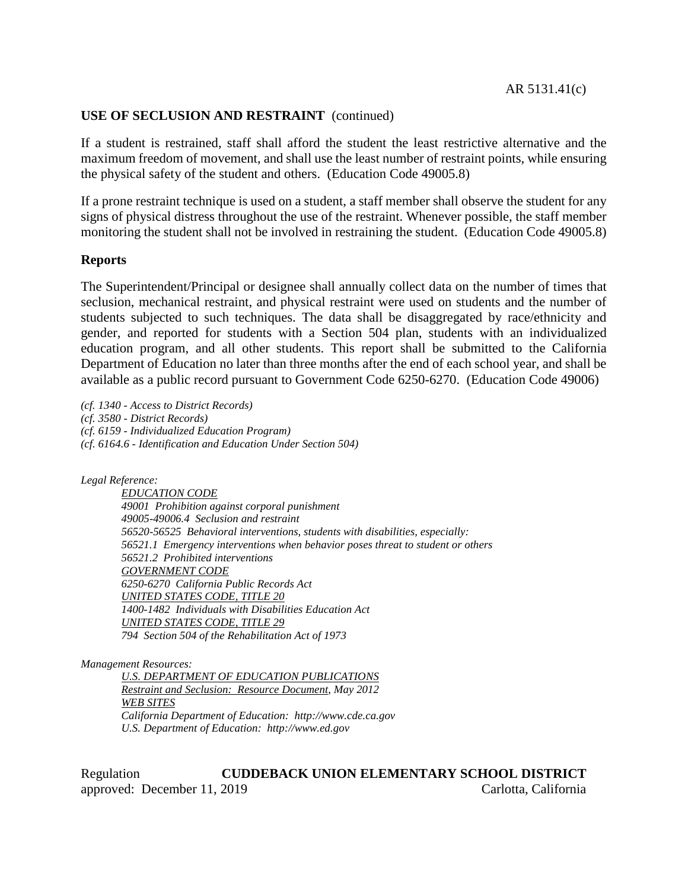**USE OF SECLUSION AND RESTRAINT** (continued)

If a student is restrained, staff shall afford the student the least restrictive alternative and the maximum freedom of movement, and shall use the least number of restraint points, while ensuring the physical safety of the student and others. (Education Code 49005.8)

If a prone restraint technique is used on a student, a staff member shall observe the student for any signs of physical distress throughout the use of the restraint. Whenever possible, the staff member monitoring the student shall not be involved in restraining the student. (Education Code 49005.8)

## Reports

The Superintendent/Principal or designee shall annually collect data on the number of times that seclusion, mechanical restraint, and physical restraint were used on students and the number of students subjected to such techniques. The data shall be disaggregated by race/ethnicity and gender, and reported for students with a Section 504 plan, students with an individualized education program, and all other students. This report shall be submitted to the California Department of Education no later than three months after the end of each school year, and shall be available as a public record pursuant to Government Code 6250-6270. (Education Code 49006)

*(cf. 1340 - Access to District Records)*
*(cf. 3580 - District Records)*
*(cf. 6159 - Individualized Education Program)*
*(cf. 6164.6 - Identification and Education Under Section 504)*

*Legal Reference:*

*EDUCATION CODE*
*49001 Prohibition against corporal punishment*
*49005-49006.4 Seclusion and restraint*
*56520-56525 Behavioral interventions, students with disabilities, especially:*
*56521.1 Emergency interventions when behavior poses threat to student or others*
*56521.2 Prohibited interventions*
*GOVERNMENT CODE*
*6250-6270 California Public Records Act*
*UNITED STATES CODE, TITLE 20*
*1400-1482 Individuals with Disabilities Education Act*
*UNITED STATES CODE, TITLE 29*
*794 Section 504 of the Rehabilitation Act of 1973*

*Management Resources:*

*U.S. DEPARTMENT OF EDUCATION PUBLICATIONS*
*Restraint and Seclusion: Resource Document, May 2012*
*WEB SITES*
*California Department of Education: http://www.cde.ca.gov*
*U.S. Department of Education: http://www.ed.gov*

Regulation **CUDDEBACK UNION ELEMENTARY SCHOOL DISTRICT**
approved: December 11, 2019 Carlotta, California